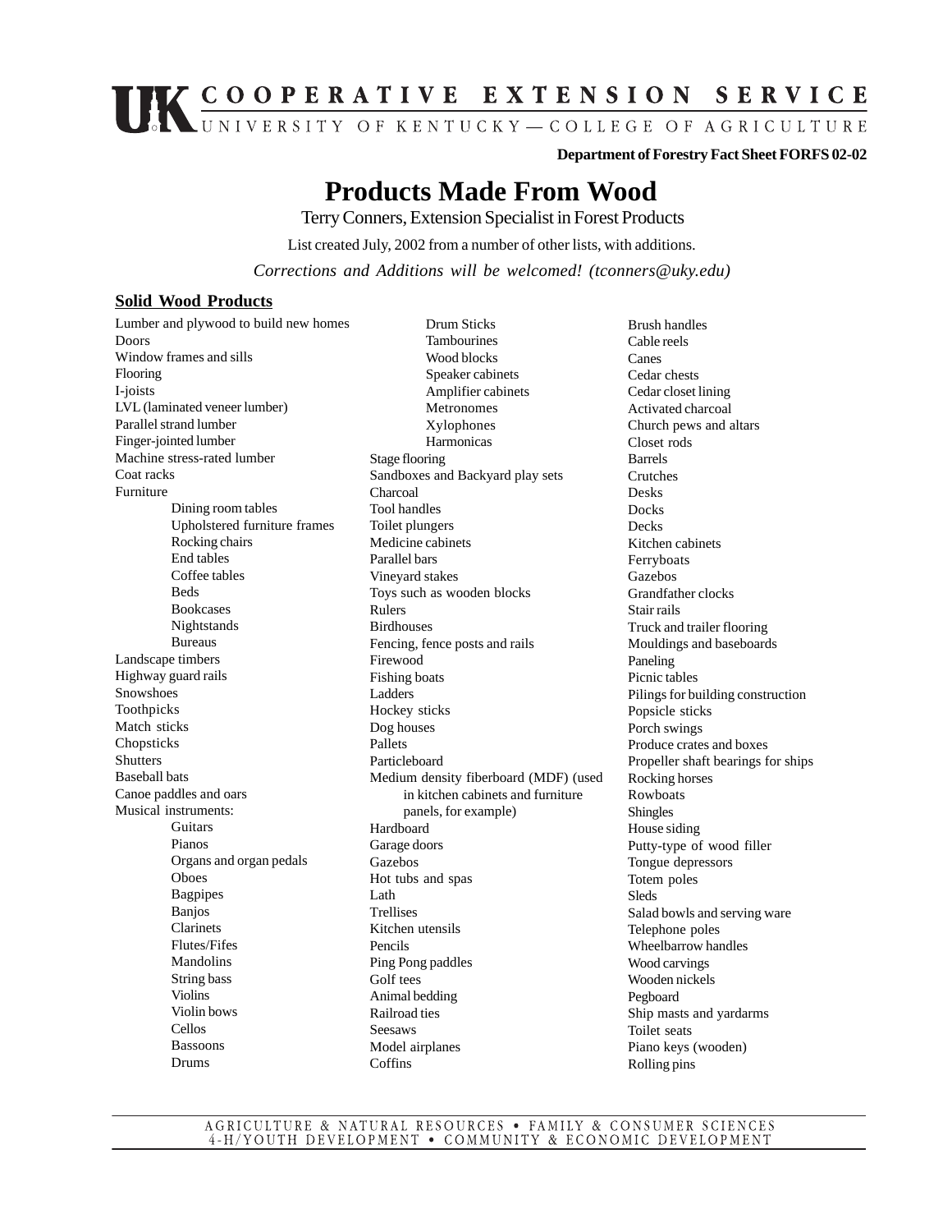COOPERATIVE EXTENSION SERVICE
UNIVERSITY OF KENTUCKY — COLLEGE OF AGRICULTURE

**Department of Forestry Fact Sheet FORFS 02-02**

# Products Made From Wood

Terry Conners, Extension Specialist in Forest Products

List created July, 2002 from a number of other lists, with additions.

*Corrections and Additions will be welcomed! (tconners@uky.edu)*

## Solid Wood Products

- Lumber and plywood to build new homes
- Doors
- Window frames and sills
- Flooring
- I-joists
- LVL (laminated veneer lumber)
- Parallel strand lumber
- Finger-jointed lumber
- Machine stress-rated lumber
- Coat racks
- Furniture
  - Dining room tables
  - Upholstered furniture frames
  - Rocking chairs
  - End tables
  - Coffee tables
  - Beds
  - Bookcases
  - Nightstands
  - Bureaus
- Landscape timbers
- Highway guard rails
- Snowshoes
- Toothpicks
- Match sticks
- Chopsticks
- Shutters
- Baseball bats
- Canoe paddles and oars
- Musical instruments:
  - Guitars
  - Pianos
  - Organs and organ pedals
  - Oboes
  - Bagpipes
  - Banjos
  - Clarinets
  - Flutes/Fifes
  - Mandolins
  - String bass
  - Violins
  - Violin bows
  - Cellos
  - Bassoons
  - Drums
  - Drum Sticks
  - Tambourines
  - Wood blocks
  - Speaker cabinets
  - Amplifier cabinets
  - Metronomes
  - Xylophones
  - Harmonicas
- Stage flooring
- Sandboxes and Backyard play sets
- Charcoal
- Tool handles
- Toilet plungers
- Medicine cabinets
- Parallel bars
- Vineyard stakes
- Toys such as wooden blocks
- Rulers
- Birdhouses
- Fencing, fence posts and rails
- Firewood
- Fishing boats
- Ladders
- Hockey sticks
- Dog houses
- Pallets
- Particleboard
- Medium density fiberboard (MDF) (used in kitchen cabinets and furniture panels, for example)
- Hardboard
- Garage doors
- Gazebos
- Hot tubs and spas
- Lath
- Trellises
- Kitchen utensils
- Pencils
- Ping Pong paddles
- Golf tees
- Animal bedding
- Railroad ties
- Seesaws
- Model airplanes
- Coffins
- Brush handles
- Cable reels
- Canes
- Cedar chests
- Cedar closet lining
- Activated charcoal
- Church pews and altars
- Closet rods
- Barrels
- Crutches
- Desks
- Docks
- Decks
- Kitchen cabinets
- Ferryboats
- Gazebos
- Grandfather clocks
- Stair rails
- Truck and trailer flooring
- Mouldings and baseboards
- Paneling
- Picnic tables
- Pilings for building construction
- Popsicle sticks
- Porch swings
- Produce crates and boxes
- Propeller shaft bearings for ships
- Rocking horses
- Rowboats
- Shingles
- House siding
- Putty-type of wood filler
- Tongue depressors
- Totem poles
- Sleds
- Salad bowls and serving ware
- Telephone poles
- Wheelbarrow handles
- Wood carvings
- Wooden nickels
- Pegboard
- Ship masts and yardarms
- Toilet seats
- Piano keys (wooden)
- Rolling pins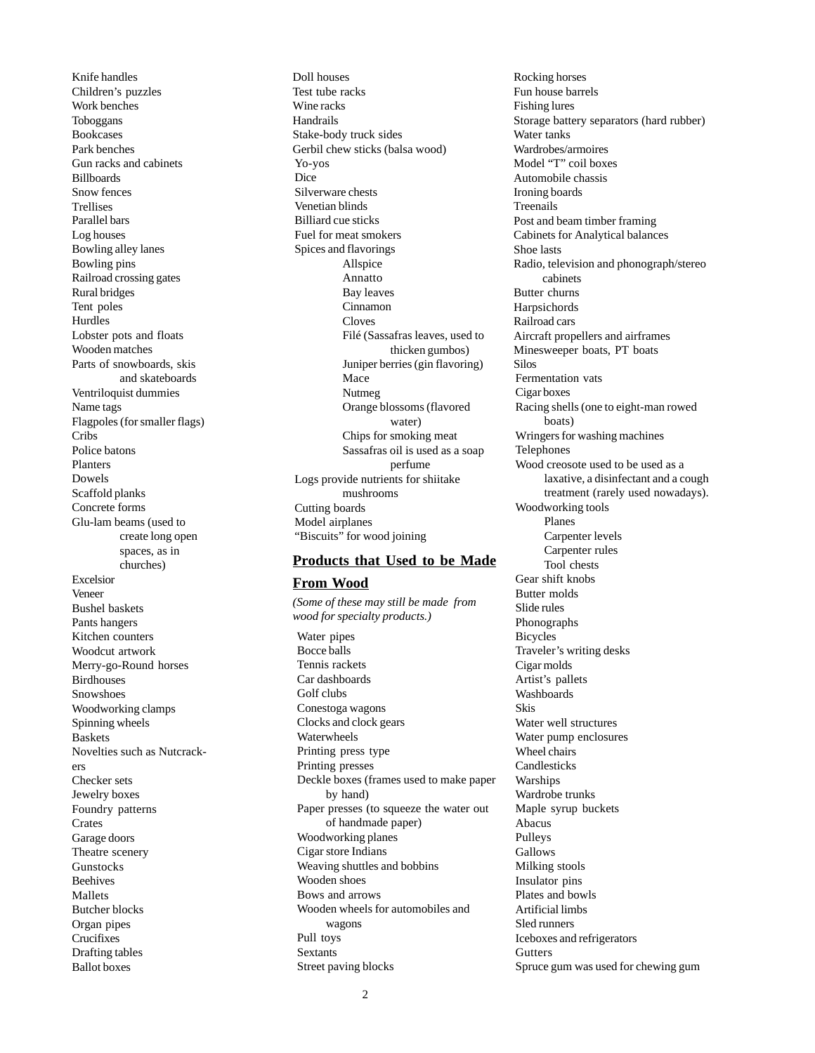Knife handles
Children's puzzles
Work benches
Toboggans
Bookcases
Park benches
Gun racks and cabinets
Billboards
Snow fences
Trellises
Parallel bars
Log houses
Bowling alley lanes
Bowling pins
Railroad crossing gates
Rural bridges
Tent poles
Hurdles
Lobster pots and floats
Wooden matches
Parts of snowboards, skis and skateboards
Ventriloquist dummies
Name tags
Flagpoles (for smaller flags)
Cribs
Police batons
Planters
Dowels
Scaffold planks
Concrete forms
Glu-lam beams (used to create long open spaces, as in churches)
Excelsior
Veneer
Bushel baskets
Pants hangers
Kitchen counters
Woodcut artwork
Merry-go-Round horses
Birdhouses
Snowshoes
Woodworking clamps
Spinning wheels
Baskets
Novelties such as Nutcrackers
Checker sets
Jewelry boxes
Foundry patterns
Crates
Garage doors
Theatre scenery
Gunstocks
Beehives
Mallets
Butcher blocks
Organ pipes
Crucifixes
Drafting tables
Ballot boxes
Doll houses
Test tube racks
Wine racks
Handrails
Stake-body truck sides
Gerbil chew sticks (balsa wood)
Yo-yos
Dice
Silverware chests
Venetian blinds
Billiard cue sticks
Fuel for meat smokers
Spices and flavorings
- Allspice
- Annatto
- Bay leaves
- Cinnamon
- Cloves
- Filé (Sassafras leaves, used to thicken gumbos)
- Juniper berries (gin flavoring)
- Mace
- Nutmeg
- Orange blossoms (flavored water)
- Chips for smoking meat
- Sassafras oil is used as a soap perfume

Logs provide nutrients for shiitake mushrooms
Cutting boards
Model airplanes
"Biscuits" for wood joining

## Products that Used to be Made From Wood

*(Some of these may still be made from wood for specialty products.)*

Water pipes
Bocce balls
Tennis rackets
Car dashboards
Golf clubs
Conestoga wagons
Clocks and clock gears
Waterwheels
Printing press type
Printing presses
Deckle boxes (frames used to make paper by hand)
Paper presses (to squeeze the water out of handmade paper)
Woodworking planes
Cigar store Indians
Weaving shuttles and bobbins
Wooden shoes
Bows and arrows
Wooden wheels for automobiles and wagons
Pull toys
Sextants
Street paving blocks
Rocking horses
Fun house barrels
Fishing lures
Storage battery separators (hard rubber)
Water tanks
Wardrobes/armoires
Model "T" coil boxes
Automobile chassis
Ironing boards
Treenails
Post and beam timber framing
Cabinets for Analytical balances
Shoe lasts
Radio, television and phonograph/stereo cabinets
Butter churns
Harpsichords
Railroad cars
Aircraft propellers and airframes
Minesweeper boats, PT boats
Silos
Fermentation vats
Cigar boxes
Racing shells (one to eight-man rowed boats)
Wringers for washing machines
Telephones
Wood creosote used to be used as a laxative, a disinfectant and a cough treatment (rarely used nowadays).
Woodworking tools
- Planes
- Carpenter levels
- Carpenter rules
- Tool chests

Gear shift knobs
Butter molds
Slide rules
Phonographs
Bicycles
Traveler's writing desks
Cigar molds
Artist's pallets
Washboards
Skis
Water well structures
Water pump enclosures
Wheel chairs
Candlesticks
Warships
Wardrobe trunks
Maple syrup buckets
Abacus
Pulleys
Gallows
Milking stools
Insulator pins
Plates and bowls
Artificial limbs
Sled runners
Iceboxes and refrigerators
Gutters
Spruce gum was used for chewing gum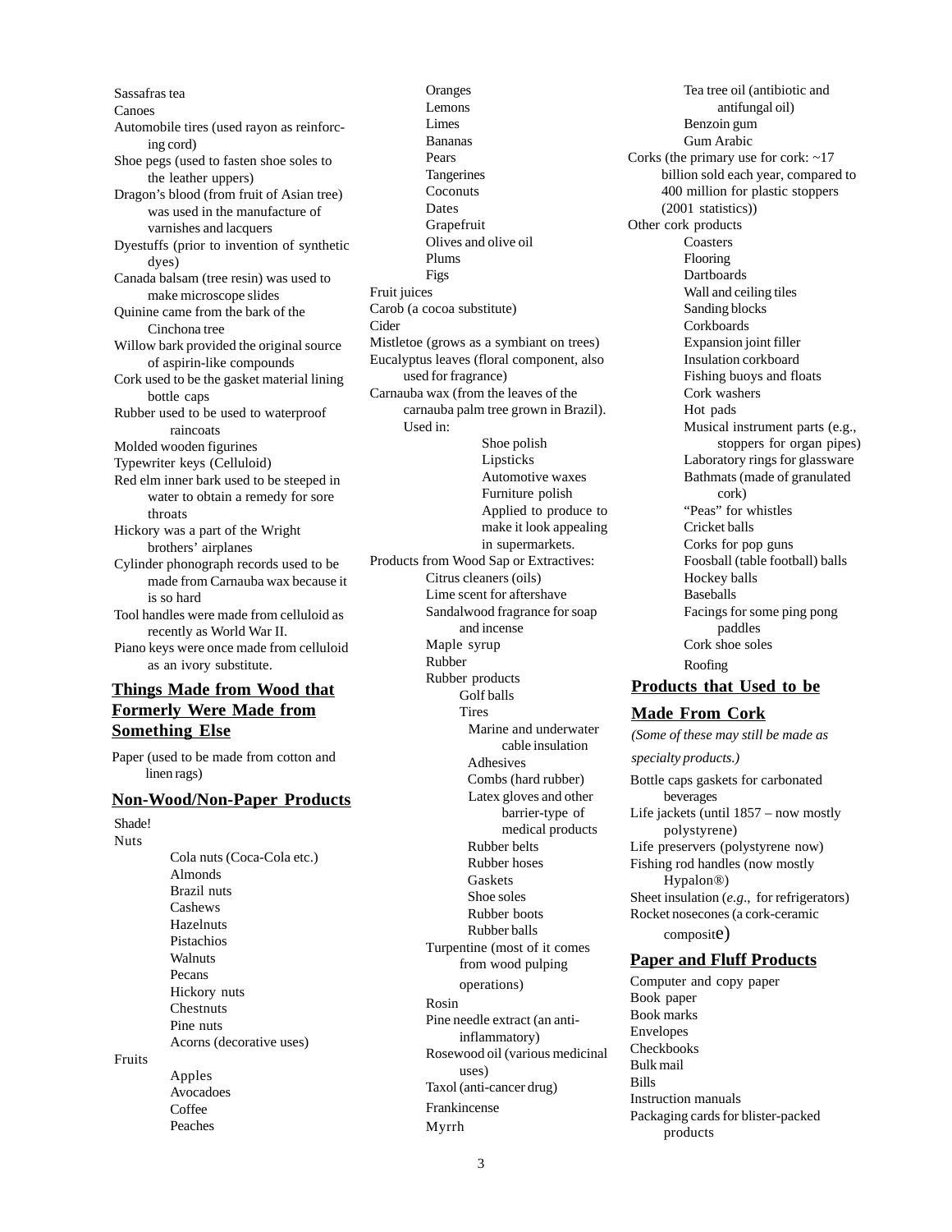Sassafras tea
Canoes
Automobile tires (used rayon as reinforcing cord)
Shoe pegs (used to fasten shoe soles to the leather uppers)
Dragon's blood (from fruit of Asian tree) was used in the manufacture of varnishes and lacquers
Dyestuffs (prior to invention of synthetic dyes)
Canada balsam (tree resin) was used to make microscope slides
Quinine came from the bark of the Cinchona tree
Willow bark provided the original source of aspirin-like compounds
Cork used to be the gasket material lining bottle caps
Rubber used to be used to waterproof raincoats
Molded wooden figurines
Typewriter keys (Celluloid)
Red elm inner bark used to be steeped in water to obtain a remedy for sore throats
Hickory was a part of the Wright brothers' airplanes
Cylinder phonograph records used to be made from Carnauba wax because it is so hard
Tool handles were made from celluloid as recently as World War II.
Piano keys were once made from celluloid as an ivory substitute.

## Things Made from Wood that Formerly Were Made from Something Else

Paper (used to be made from cotton and linen rags)

## Non-Wood/Non-Paper Products

Shade!
Nuts
- Cola nuts (Coca-Cola etc.)
- Almonds
- Brazil nuts
- Cashews
- Hazelnuts
- Pistachios
- Walnuts
- Pecans
- Hickory nuts
- Chestnuts
- Pine nuts
- Acorns (decorative uses)

Fruits
- Apples
- Avocadoes
- Coffee
- Peaches
- Oranges
- Lemons
- Limes
- Bananas
- Pears
- Tangerines
- Coconuts
- Dates
- Grapefruit
- Olives and olive oil
- Plums
- Figs

Fruit juices
Carob (a cocoa substitute)
Cider
Mistletoe (grows as a symbiant on trees)
Eucalyptus leaves (floral component, also used for fragrance)
Carnauba wax (from the leaves of the carnauba palm tree grown in Brazil). Used in:
- Shoe polish
- Lipsticks
- Automotive waxes
- Furniture polish
- Applied to produce to make it look appealing in supermarkets.

Products from Wood Sap or Extractives:
- Citrus cleaners (oils)
- Lime scent for aftershave
- Sandalwood fragrance for soap and incense
- Maple syrup
- Rubber
- Rubber products
  - Golf balls
  - Tires
    - Marine and underwater cable insulation
    - Adhesives
    - Combs (hard rubber)
    - Latex gloves and other barrier-type of medical products
    - Rubber belts
    - Rubber hoses
    - Gaskets
    - Shoe soles
    - Rubber boots
    - Rubber balls
- Turpentine (most of it comes from wood pulping operations)
- Rosin
- Pine needle extract (an anti-inflammatory)
- Rosewood oil (various medicinal uses)
- Taxol (anti-cancer drug)
- Frankincense
- Myrrh
- Tea tree oil (antibiotic and antifungal oil)
- Benzoin gum
- Gum Arabic

Corks (the primary use for cork: ~17 billion sold each year, compared to 400 million for plastic stoppers (2001 statistics))
Other cork products
- Coasters
- Flooring
- Dartboards
- Wall and ceiling tiles
- Sanding blocks
- Corkboards
- Expansion joint filler
- Insulation corkboard
- Fishing buoys and floats
- Cork washers
- Hot pads
- Musical instrument parts (e.g., stoppers for organ pipes)
- Laboratory rings for glassware
- Bathmats (made of granulated cork)
- "Peas" for whistles
- Cricket balls
- Corks for pop guns
- Foosball (table football) balls
- Hockey balls
- Baseballs
- Facings for some ping pong paddles
- Cork shoe soles
- Roofing

## Products that Used to be Made From Cork

*(Some of these may still be made as specialty products.)*

Bottle caps gaskets for carbonated beverages
Life jackets (until 1857 – now mostly polystyrene)
Life preservers (polystyrene now)
Fishing rod handles (now mostly Hypalon®)
Sheet insulation (*e.g.*, for refrigerators)
Rocket nosecones (a cork-ceramic composite)

## Paper and Fluff Products

Computer and copy paper
Book paper
Book marks
Envelopes
Checkbooks
Bulk mail
Bills
Instruction manuals
Packaging cards for blister-packed products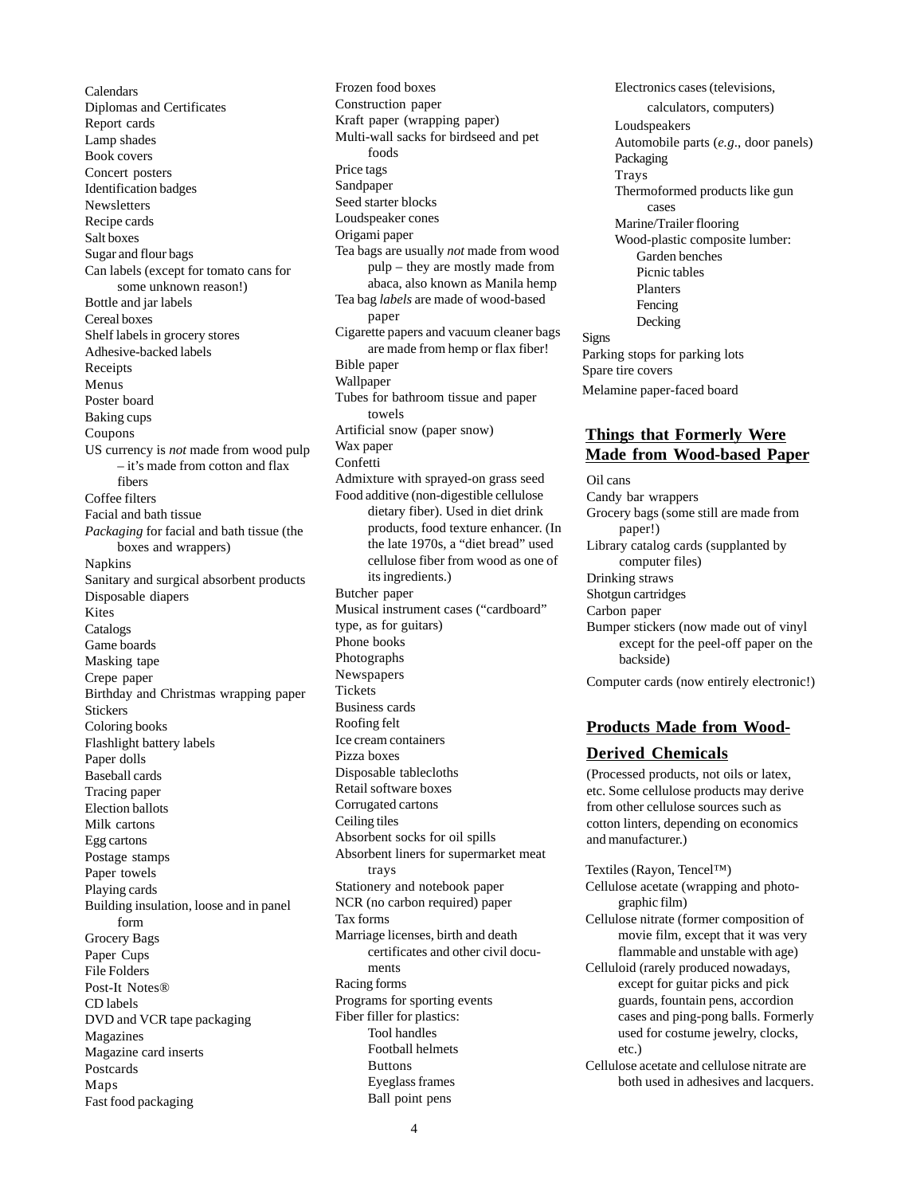Calendars
Diplomas and Certificates
Report cards
Lamp shades
Book covers
Concert posters
Identification badges
Newsletters
Recipe cards
Salt boxes
Sugar and flour bags
Can labels (except for tomato cans for some unknown reason!)
Bottle and jar labels
Cereal boxes
Shelf labels in grocery stores
Adhesive-backed labels
Receipts
Menus
Poster board
Baking cups
Coupons
US currency is *not* made from wood pulp – it's made from cotton and flax fibers
Coffee filters
Facial and bath tissue
*Packaging* for facial and bath tissue (the boxes and wrappers)
Napkins
Sanitary and surgical absorbent products
Disposable diapers
Kites
Catalogs
Game boards
Masking tape
Crepe paper
Birthday and Christmas wrapping paper
Stickers
Coloring books
Flashlight battery labels
Paper dolls
Baseball cards
Tracing paper
Election ballots
Milk cartons
Egg cartons
Postage stamps
Paper towels
Playing cards
Building insulation, loose and in panel form
Grocery Bags
Paper Cups
File Folders
Post-It Notes®
CD labels
DVD and VCR tape packaging
Magazines
Magazine card inserts
Postcards
Maps
Fast food packaging
Frozen food boxes
Construction paper
Kraft paper (wrapping paper)
Multi-wall sacks for birdseed and pet foods
Price tags
Sandpaper
Seed starter blocks
Loudspeaker cones
Origami paper
Tea bags are usually *not* made from wood pulp – they are mostly made from abaca, also known as Manila hemp
Tea bag *labels* are made of wood-based paper
Cigarette papers and vacuum cleaner bags are made from hemp or flax fiber!
Bible paper
Wallpaper
Tubes for bathroom tissue and paper towels
Artificial snow (paper snow)
Wax paper
Confetti
Admixture with sprayed-on grass seed
Food additive (non-digestible cellulose dietary fiber). Used in diet drink products, food texture enhancer. (In the late 1970s, a "diet bread" used cellulose fiber from wood as one of its ingredients.)
Butcher paper
Musical instrument cases ("cardboard" type, as for guitars)
Phone books
Photographs
Newspapers
Tickets
Business cards
Roofing felt
Ice cream containers
Pizza boxes
Disposable tablecloths
Retail software boxes
Corrugated cartons
Ceiling tiles
Absorbent socks for oil spills
Absorbent liners for supermarket meat trays
Stationery and notebook paper
NCR (no carbon required) paper
Tax forms
Marriage licenses, birth and death certificates and other civil documents
Racing forms
Programs for sporting events
Fiber filler for plastics:
- Tool handles
- Football helmets
- Buttons
- Eyeglass frames
- Ball point pens
- Electronics cases (televisions, calculators, computers)
- Loudspeakers
- Automobile parts (*e.g*., door panels)
- Packaging
- Trays
- Thermoformed products like gun cases
- Marine/Trailer flooring
- Wood-plastic composite lumber:
  - Garden benches
  - Picnic tables
  - Planters
  - Fencing
  - Decking

Signs
Parking stops for parking lots
Spare tire covers
Melamine paper-faced board

## Things that Formerly Were Made from Wood-based Paper

Oil cans
Candy bar wrappers
Grocery bags (some still are made from paper!)
Library catalog cards (supplanted by computer files)
Drinking straws
Shotgun cartridges
Carbon paper
Bumper stickers (now made out of vinyl except for the peel-off paper on the backside)
Computer cards (now entirely electronic!)

## Products Made from Wood-Derived Chemicals

(Processed products, not oils or latex, etc. Some cellulose products may derive from other cellulose sources such as cotton linters, depending on economics and manufacturer.)

Textiles (Rayon, Tencel™)
Cellulose acetate (wrapping and photographic film)
Cellulose nitrate (former composition of movie film, except that it was very flammable and unstable with age)
Celluloid (rarely produced nowadays, except for guitar picks and pick guards, fountain pens, accordion cases and ping-pong balls. Formerly used for costume jewelry, clocks, etc.)
Cellulose acetate and cellulose nitrate are both used in adhesives and lacquers.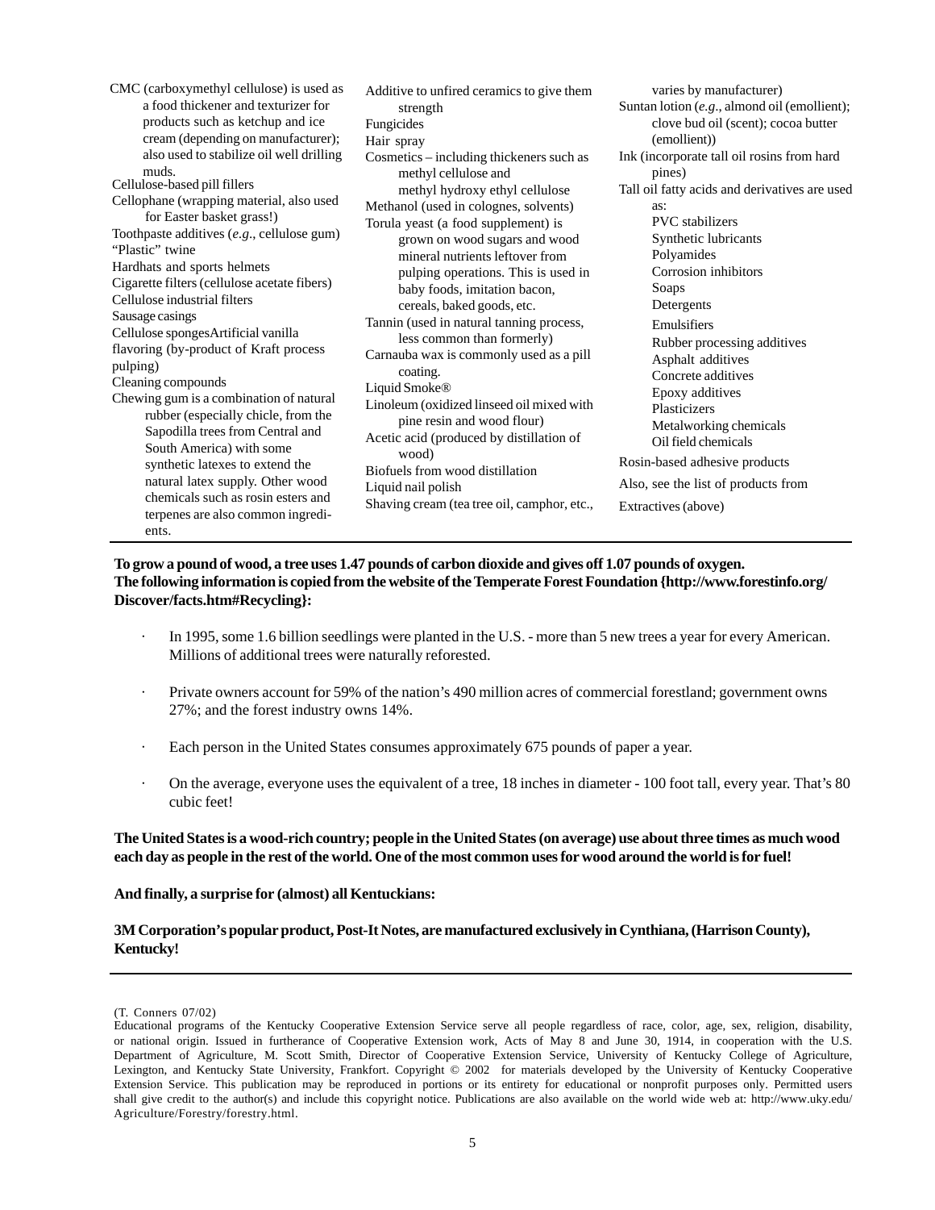- CMC (carboxymethyl cellulose) is used as a food thickener and texturizer for products such as ketchup and ice cream (depending on manufacturer); also used to stabilize oil well drilling muds.
- Cellulose-based pill fillers
- Cellophane (wrapping material, also used for Easter basket grass!)
- Toothpaste additives (*e.g*., cellulose gum)
- "Plastic" twine
- Hardhats and sports helmets
- Cigarette filters (cellulose acetate fibers)
- Cellulose industrial filters
- Sausage casings
- Cellulose spongesArtificial vanilla flavoring (by-product of Kraft process pulping)
- Cleaning compounds
- Chewing gum is a combination of natural rubber (especially chicle, from the Sapodilla trees from Central and South America) with some synthetic latexes to extend the natural latex supply. Other wood chemicals such as rosin esters and terpenes are also common ingredients.
- Additive to unfired ceramics to give them strength
- Fungicides
- Hair spray
- Cosmetics – including thickeners such as methyl cellulose and methyl hydroxy ethyl cellulose
- Methanol (used in colognes, solvents)
- Torula yeast (a food supplement) is grown on wood sugars and wood mineral nutrients leftover from pulping operations. This is used in baby foods, imitation bacon, cereals, baked goods, etc.
- Tannin (used in natural tanning process, less common than formerly)
- Carnauba wax is commonly used as a pill coating.
- Liquid Smoke®
- Linoleum (oxidized linseed oil mixed with pine resin and wood flour)
- Acetic acid (produced by distillation of wood)
- Biofuels from wood distillation
- Liquid nail polish
- Shaving cream (tea tree oil, camphor, etc., varies by manufacturer)
- Suntan lotion (*e.g*., almond oil (emollient); clove bud oil (scent); cocoa butter (emollient))
- Ink (incorporate tall oil rosins from hard pines)
- Tall oil fatty acids and derivatives are used as:
  - PVC stabilizers
  - Synthetic lubricants
  - Polyamides
  - Corrosion inhibitors
  - Soaps
  - Detergents
  - Emulsifiers
  - Rubber processing additives
  - Asphalt additives
  - Concrete additives
  - Epoxy additives
  - Plasticizers
  - Metalworking chemicals
  - Oil field chemicals
- Rosin-based adhesive products
- Also, see the list of products from Extractives (above)

---

**To grow a pound of wood, a tree uses 1.47 pounds of carbon dioxide and gives off 1.07 pounds of oxygen. The following information is copied from the website of the Temperate Forest Foundation {http://www.forestinfo.org/Discover/facts.htm#Recycling}:**

- In 1995, some 1.6 billion seedlings were planted in the U.S. - more than 5 new trees a year for every American. Millions of additional trees were naturally reforested.
- Private owners account for 59% of the nation's 490 million acres of commercial forestland; government owns 27%; and the forest industry owns 14%.
- Each person in the United States consumes approximately 675 pounds of paper a year.
- On the average, everyone uses the equivalent of a tree, 18 inches in diameter - 100 foot tall, every year. That's 80 cubic feet!

**The United States is a wood-rich country; people in the United States (on average) use about three times as much wood each day as people in the rest of the world. One of the most common uses for wood around the world is for fuel!**

**And finally, a surprise for (almost) all Kentuckians:**

**3M Corporation's popular product, Post-It Notes, are manufactured exclusively in Cynthiana, (Harrison County), Kentucky!**

---

(T. Conners 07/02)

Educational programs of the Kentucky Cooperative Extension Service serve all people regardless of race, color, age, sex, religion, disability, or national origin. Issued in furtherance of Cooperative Extension work, Acts of May 8 and June 30, 1914, in cooperation with the U.S. Department of Agriculture, M. Scott Smith, Director of Cooperative Extension Service, University of Kentucky College of Agriculture, Lexington, and Kentucky State University, Frankfort. Copyright © 2002 for materials developed by the University of Kentucky Cooperative Extension Service. This publication may be reproduced in portions or its entirety for educational or nonprofit purposes only. Permitted users shall give credit to the author(s) and include this copyright notice. Publications are also available on the world wide web at: http://www.uky.edu/Agriculture/Forestry/forestry.html.